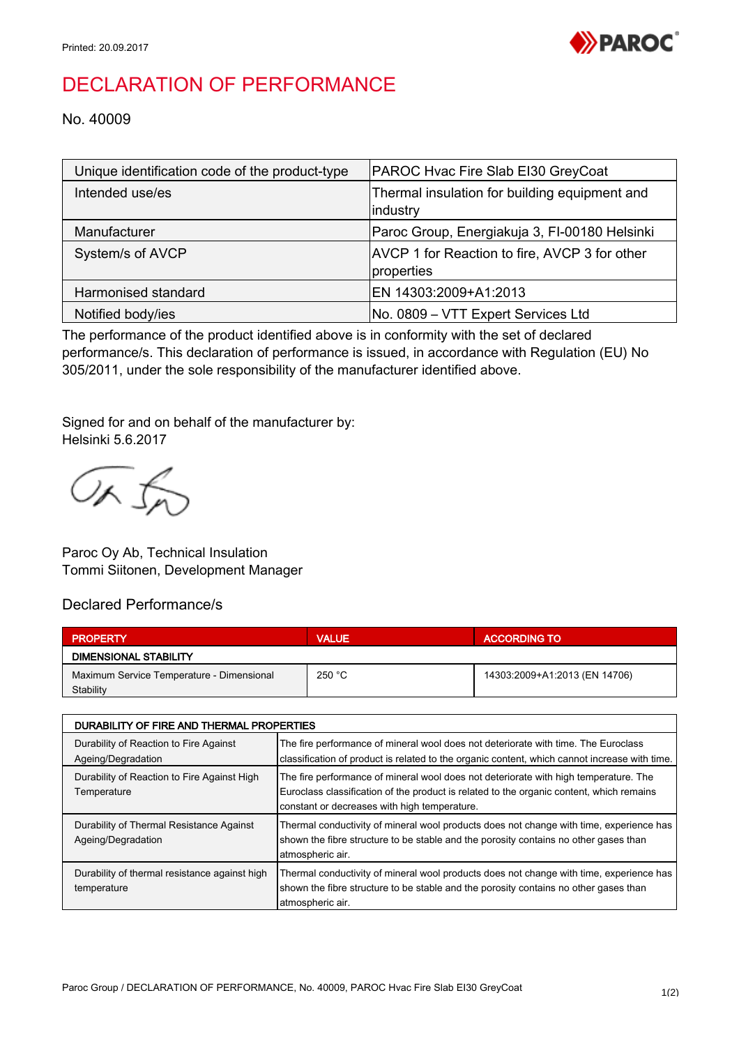Printed: 20.09.2017

# DECLARATION OF PERFORMANCE

No. 40009

| | |
|---|---|
| Unique identification code of the product-type | PAROC Hvac Fire Slab EI30 GreyCoat |
| Intended use/es | Thermal insulation for building equipment and industry |
| Manufacturer | Paroc Group, Energiakuja 3, FI-00180 Helsinki |
| System/s of AVCP | AVCP 1 for Reaction to fire, AVCP 3 for other properties |
| Harmonised standard | EN 14303:2009+A1:2013 |
| Notified body/ies | No. 0809 – VTT Expert Services Ltd |

The performance of the product identified above is in conformity with the set of declared performance/s. This declaration of performance is issued, in accordance with Regulation (EU) No 305/2011, under the sole responsibility of the manufacturer identified above.

Signed for and on behalf of the manufacturer by:
Helsinki 5.6.2017

Paroc Oy Ab, Technical Insulation
Tommi Siitonen, Development Manager

## Declared Performance/s

| PROPERTY | VALUE | ACCORDING TO |
|---|---|---|
| **DIMENSIONAL STABILITY** | | |
| Maximum Service Temperature - Dimensional Stability | 250 °C | 14303:2009+A1:2013 (EN 14706) |

| DURABILITY OF FIRE AND THERMAL PROPERTIES | |
|---|---|
| Durability of Reaction to Fire Against Ageing/Degradation | The fire performance of mineral wool does not deteriorate with time. The Euroclass classification of product is related to the organic content, which cannot increase with time. |
| Durability of Reaction to Fire Against High Temperature | The fire performance of mineral wool does not deteriorate with high temperature. The Euroclass classification of the product is related to the organic content, which remains constant or decreases with high temperature. |
| Durability of Thermal Resistance Against Ageing/Degradation | Thermal conductivity of mineral wool products does not change with time, experience has shown the fibre structure to be stable and the porosity contains no other gases than atmospheric air. |
| Durability of thermal resistance against high temperature | Thermal conductivity of mineral wool products does not change with time, experience has shown the fibre structure to be stable and the porosity contains no other gases than atmospheric air. |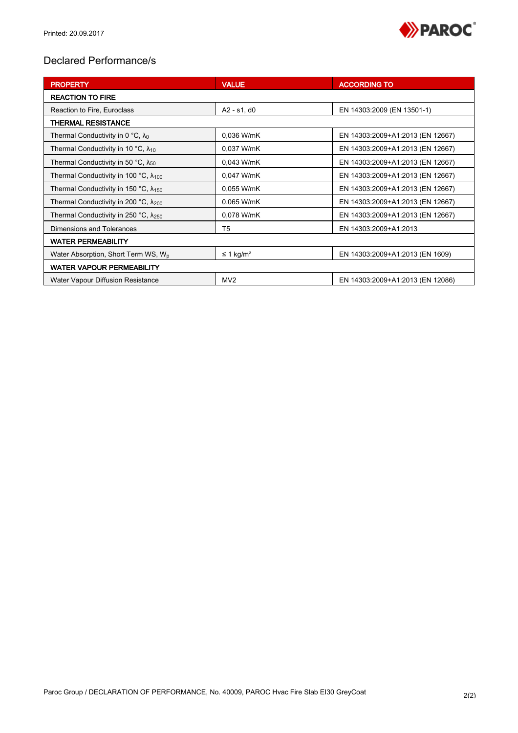## Declared Performance/s

| PROPERTY | VALUE | ACCORDING TO |
|---|---|---|
| **REACTION TO FIRE** | | |
| Reaction to Fire, Euroclass | A2 - s1, d0 | EN 14303:2009 (EN 13501-1) |
| **THERMAL RESISTANCE** | | |
| Thermal Conductivity in 0 °C, $\lambda_0$ | 0,036 W/mK | EN 14303:2009+A1:2013 (EN 12667) |
| Thermal Conductivity in 10 °C, $\lambda_{10}$ | 0,037 W/mK | EN 14303:2009+A1:2013 (EN 12667) |
| Thermal Conductivity in 50 °C, $\lambda_{50}$ | 0,043 W/mK | EN 14303:2009+A1:2013 (EN 12667) |
| Thermal Conductivity in 100 °C, $\lambda_{100}$ | 0,047 W/mK | EN 14303:2009+A1:2013 (EN 12667) |
| Thermal Conductivity in 150 °C, $\lambda_{150}$ | 0,055 W/mK | EN 14303:2009+A1:2013 (EN 12667) |
| Thermal Conductivity in 200 °C, $\lambda_{200}$ | 0,065 W/mK | EN 14303:2009+A1:2013 (EN 12667) |
| Thermal Conductivity in 250 °C, $\lambda_{250}$ | 0,078 W/mK | EN 14303:2009+A1:2013 (EN 12667) |
| Dimensions and Tolerances | T5 | EN 14303:2009+A1:2013 |
| **WATER PERMEABILITY** | | |
| Water Absorption, Short Term WS, $W_p$ | ≤ 1 kg/m² | EN 14303:2009+A1:2013 (EN 1609) |
| **WATER VAPOUR PERMEABILITY** | | |
| Water Vapour Diffusion Resistance | MV2 | EN 14303:2009+A1:2013 (EN 12086) |